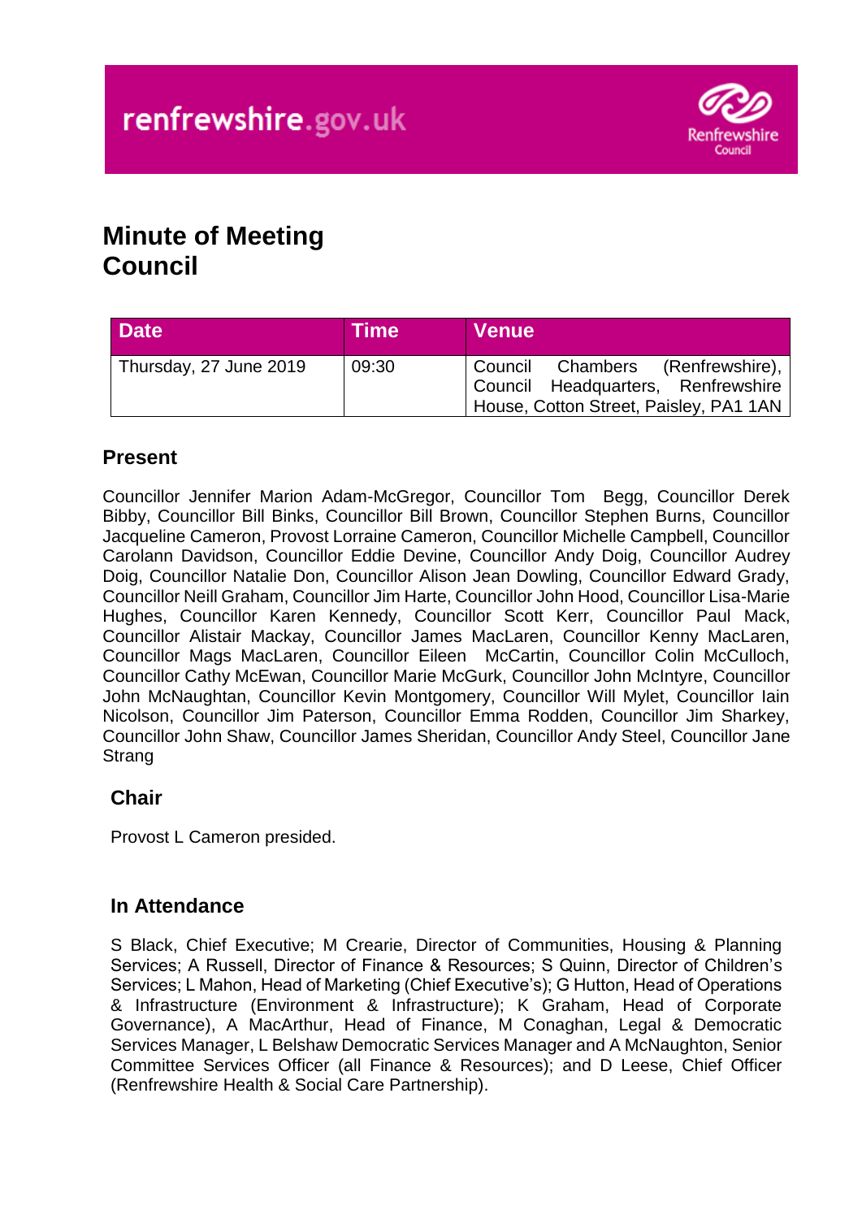renfrewshire.gov.uk

# Minute of Meeting
# Council

| Date | Time | Venue |
| --- | --- | --- |
| Thursday, 27 June 2019 | 09:30 | Council Chambers (Renfrewshire), Council Headquarters, Renfrewshire House, Cotton Street, Paisley, PA1 1AN |

## Present

Councillor Jennifer Marion Adam-McGregor, Councillor Tom Begg, Councillor Derek Bibby, Councillor Bill Binks, Councillor Bill Brown, Councillor Stephen Burns, Councillor Jacqueline Cameron, Provost Lorraine Cameron, Councillor Michelle Campbell, Councillor Carolann Davidson, Councillor Eddie Devine, Councillor Andy Doig, Councillor Audrey Doig, Councillor Natalie Don, Councillor Alison Jean Dowling, Councillor Edward Grady, Councillor Neill Graham, Councillor Jim Harte, Councillor John Hood, Councillor Lisa-Marie Hughes, Councillor Karen Kennedy, Councillor Scott Kerr, Councillor Paul Mack, Councillor Alistair Mackay, Councillor James MacLaren, Councillor Kenny MacLaren, Councillor Mags MacLaren, Councillor Eileen McCartin, Councillor Colin McCulloch, Councillor Cathy McEwan, Councillor Marie McGurk, Councillor John McIntyre, Councillor John McNaughtan, Councillor Kevin Montgomery, Councillor Will Mylet, Councillor Iain Nicolson, Councillor Jim Paterson, Councillor Emma Rodden, Councillor Jim Sharkey, Councillor John Shaw, Councillor James Sheridan, Councillor Andy Steel, Councillor Jane Strang

## Chair

Provost L Cameron presided.

## In Attendance

S Black, Chief Executive; M Crearie, Director of Communities, Housing & Planning Services; A Russell, Director of Finance & Resources; S Quinn, Director of Children's Services; L Mahon, Head of Marketing (Chief Executive's); G Hutton, Head of Operations & Infrastructure (Environment & Infrastructure); K Graham, Head of Corporate Governance), A MacArthur, Head of Finance, M Conaghan, Legal & Democratic Services Manager, L Belshaw Democratic Services Manager and A McNaughton, Senior Committee Services Officer (all Finance & Resources); and D Leese, Chief Officer (Renfrewshire Health & Social Care Partnership).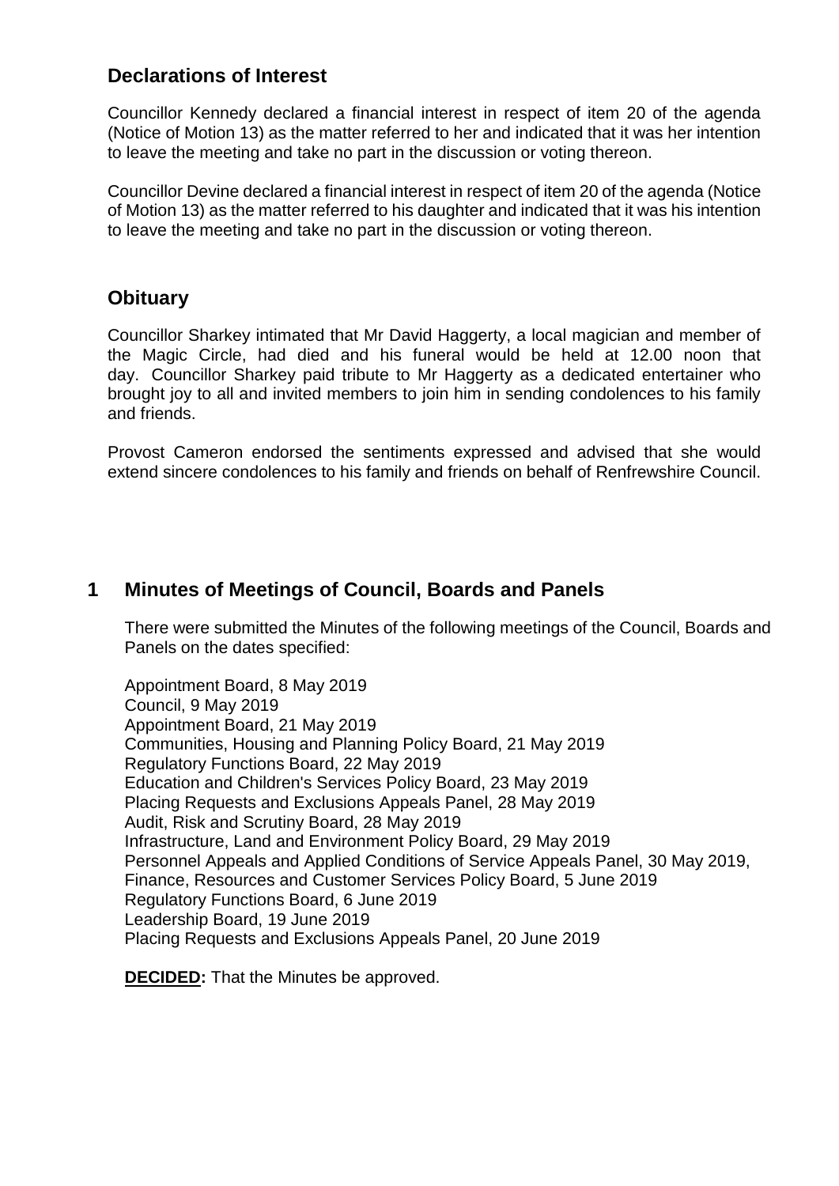## Declarations of Interest

Councillor Kennedy declared a financial interest in respect of item 20 of the agenda (Notice of Motion 13) as the matter referred to her and indicated that it was her intention to leave the meeting and take no part in the discussion or voting thereon.

Councillor Devine declared a financial interest in respect of item 20 of the agenda (Notice of Motion 13) as the matter referred to his daughter and indicated that it was his intention to leave the meeting and take no part in the discussion or voting thereon.

## Obituary

Councillor Sharkey intimated that Mr David Haggerty, a local magician and member of the Magic Circle, had died and his funeral would be held at 12.00 noon that day. Councillor Sharkey paid tribute to Mr Haggerty as a dedicated entertainer who brought joy to all and invited members to join him in sending condolences to his family and friends.

Provost Cameron endorsed the sentiments expressed and advised that she would extend sincere condolences to his family and friends on behalf of Renfrewshire Council.

## 1 Minutes of Meetings of Council, Boards and Panels

There were submitted the Minutes of the following meetings of the Council, Boards and Panels on the dates specified:

Appointment Board, 8 May 2019
Council, 9 May 2019
Appointment Board, 21 May 2019
Communities, Housing and Planning Policy Board, 21 May 2019
Regulatory Functions Board, 22 May 2019
Education and Children's Services Policy Board, 23 May 2019
Placing Requests and Exclusions Appeals Panel, 28 May 2019
Audit, Risk and Scrutiny Board, 28 May 2019
Infrastructure, Land and Environment Policy Board, 29 May 2019
Personnel Appeals and Applied Conditions of Service Appeals Panel, 30 May 2019,
Finance, Resources and Customer Services Policy Board, 5 June 2019
Regulatory Functions Board, 6 June 2019
Leadership Board, 19 June 2019
Placing Requests and Exclusions Appeals Panel, 20 June 2019

**DECIDED:** That the Minutes be approved.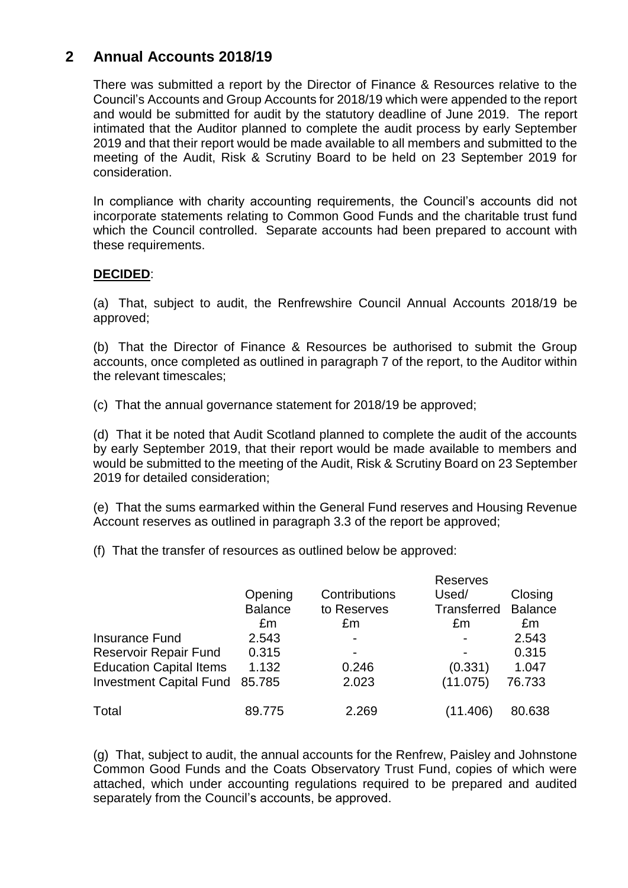## 2 Annual Accounts 2018/19

There was submitted a report by the Director of Finance & Resources relative to the Council's Accounts and Group Accounts for 2018/19 which were appended to the report and would be submitted for audit by the statutory deadline of June 2019. The report intimated that the Auditor planned to complete the audit process by early September 2019 and that their report would be made available to all members and submitted to the meeting of the Audit, Risk & Scrutiny Board to be held on 23 September 2019 for consideration.

In compliance with charity accounting requirements, the Council's accounts did not incorporate statements relating to Common Good Funds and the charitable trust fund which the Council controlled. Separate accounts had been prepared to account with these requirements.

**DECIDED**:

(a) That, subject to audit, the Renfrewshire Council Annual Accounts 2018/19 be approved;

(b) That the Director of Finance & Resources be authorised to submit the Group accounts, once completed as outlined in paragraph 7 of the report, to the Auditor within the relevant timescales;

(c) That the annual governance statement for 2018/19 be approved;

(d) That it be noted that Audit Scotland planned to complete the audit of the accounts by early September 2019, that their report would be made available to members and would be submitted to the meeting of the Audit, Risk & Scrutiny Board on 23 September 2019 for detailed consideration;

(e) That the sums earmarked within the General Fund reserves and Housing Revenue Account reserves as outlined in paragraph 3.3 of the report be approved;

(f) That the transfer of resources as outlined below be approved:

| | Opening Balance £m | Contributions to Reserves £m | Reserves Used/ Transferred £m | Closing Balance £m |
|---|---|---|---|---|
| Insurance Fund | 2.543 | - | - | 2.543 |
| Reservoir Repair Fund | 0.315 | - | - | 0.315 |
| Education Capital Items | 1.132 | 0.246 | (0.331) | 1.047 |
| Investment Capital Fund | 85.785 | 2.023 | (11.075) | 76.733 |
| Total | 89.775 | 2.269 | (11.406) | 80.638 |

(g) That, subject to audit, the annual accounts for the Renfrew, Paisley and Johnstone Common Good Funds and the Coats Observatory Trust Fund, copies of which were attached, which under accounting regulations required to be prepared and audited separately from the Council's accounts, be approved.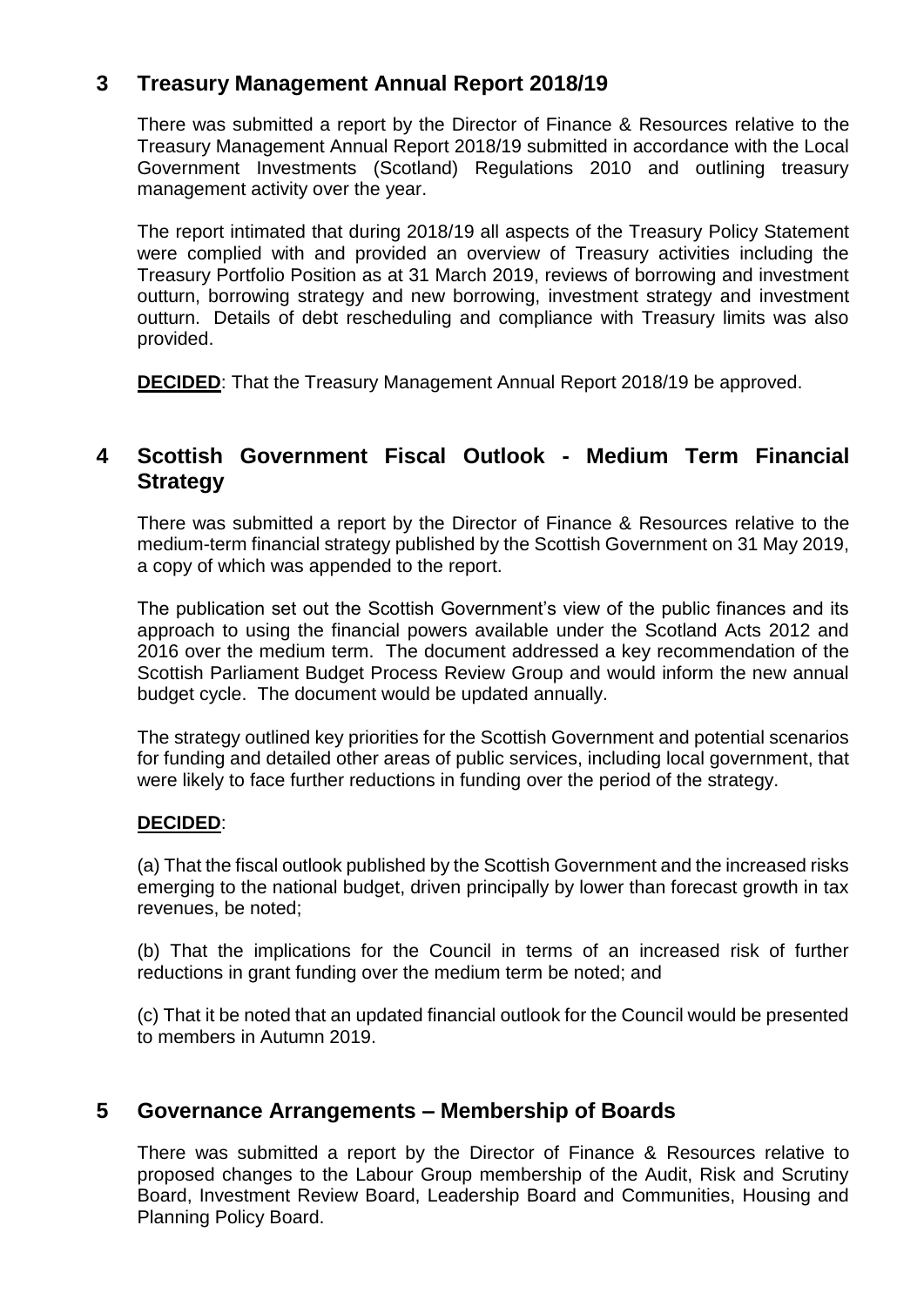## 3 Treasury Management Annual Report 2018/19

There was submitted a report by the Director of Finance & Resources relative to the Treasury Management Annual Report 2018/19 submitted in accordance with the Local Government Investments (Scotland) Regulations 2010 and outlining treasury management activity over the year.

The report intimated that during 2018/19 all aspects of the Treasury Policy Statement were complied with and provided an overview of Treasury activities including the Treasury Portfolio Position as at 31 March 2019, reviews of borrowing and investment outturn, borrowing strategy and new borrowing, investment strategy and investment outturn. Details of debt rescheduling and compliance with Treasury limits was also provided.

**DECIDED**: That the Treasury Management Annual Report 2018/19 be approved.

## 4 Scottish Government Fiscal Outlook - Medium Term Financial Strategy

There was submitted a report by the Director of Finance & Resources relative to the medium-term financial strategy published by the Scottish Government on 31 May 2019, a copy of which was appended to the report.

The publication set out the Scottish Government's view of the public finances and its approach to using the financial powers available under the Scotland Acts 2012 and 2016 over the medium term. The document addressed a key recommendation of the Scottish Parliament Budget Process Review Group and would inform the new annual budget cycle. The document would be updated annually.

The strategy outlined key priorities for the Scottish Government and potential scenarios for funding and detailed other areas of public services, including local government, that were likely to face further reductions in funding over the period of the strategy.

**DECIDED**:

(a) That the fiscal outlook published by the Scottish Government and the increased risks emerging to the national budget, driven principally by lower than forecast growth in tax revenues, be noted;

(b) That the implications for the Council in terms of an increased risk of further reductions in grant funding over the medium term be noted; and

(c) That it be noted that an updated financial outlook for the Council would be presented to members in Autumn 2019.

## 5 Governance Arrangements – Membership of Boards

There was submitted a report by the Director of Finance & Resources relative to proposed changes to the Labour Group membership of the Audit, Risk and Scrutiny Board, Investment Review Board, Leadership Board and Communities, Housing and Planning Policy Board.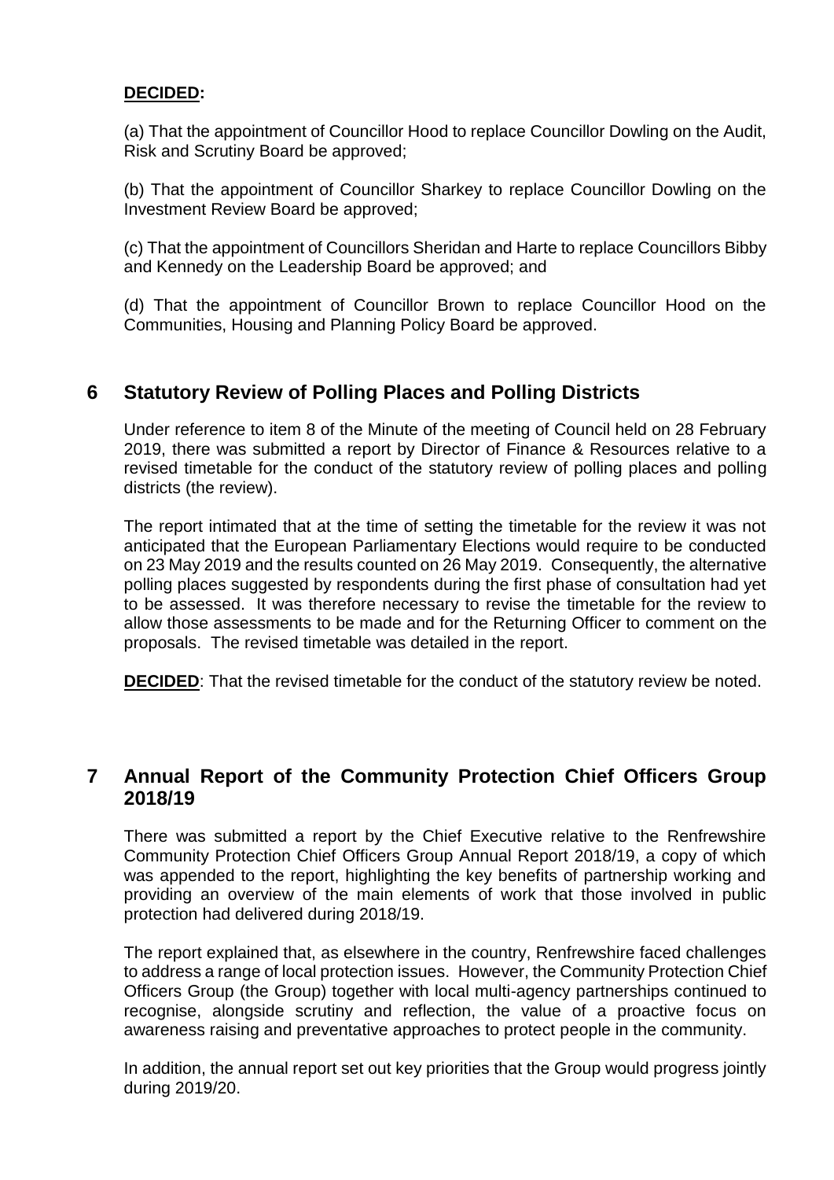**DECIDED:**

(a) That the appointment of Councillor Hood to replace Councillor Dowling on the Audit, Risk and Scrutiny Board be approved;

(b) That the appointment of Councillor Sharkey to replace Councillor Dowling on the Investment Review Board be approved;

(c) That the appointment of Councillors Sheridan and Harte to replace Councillors Bibby and Kennedy on the Leadership Board be approved; and

(d) That the appointment of Councillor Brown to replace Councillor Hood on the Communities, Housing and Planning Policy Board be approved.

## 6 Statutory Review of Polling Places and Polling Districts

Under reference to item 8 of the Minute of the meeting of Council held on 28 February 2019, there was submitted a report by Director of Finance & Resources relative to a revised timetable for the conduct of the statutory review of polling places and polling districts (the review).

The report intimated that at the time of setting the timetable for the review it was not anticipated that the European Parliamentary Elections would require to be conducted on 23 May 2019 and the results counted on 26 May 2019. Consequently, the alternative polling places suggested by respondents during the first phase of consultation had yet to be assessed. It was therefore necessary to revise the timetable for the review to allow those assessments to be made and for the Returning Officer to comment on the proposals. The revised timetable was detailed in the report.

**DECIDED**: That the revised timetable for the conduct of the statutory review be noted.

## 7 Annual Report of the Community Protection Chief Officers Group 2018/19

There was submitted a report by the Chief Executive relative to the Renfrewshire Community Protection Chief Officers Group Annual Report 2018/19, a copy of which was appended to the report, highlighting the key benefits of partnership working and providing an overview of the main elements of work that those involved in public protection had delivered during 2018/19.

The report explained that, as elsewhere in the country, Renfrewshire faced challenges to address a range of local protection issues. However, the Community Protection Chief Officers Group (the Group) together with local multi-agency partnerships continued to recognise, alongside scrutiny and reflection, the value of a proactive focus on awareness raising and preventative approaches to protect people in the community.

In addition, the annual report set out key priorities that the Group would progress jointly during 2019/20.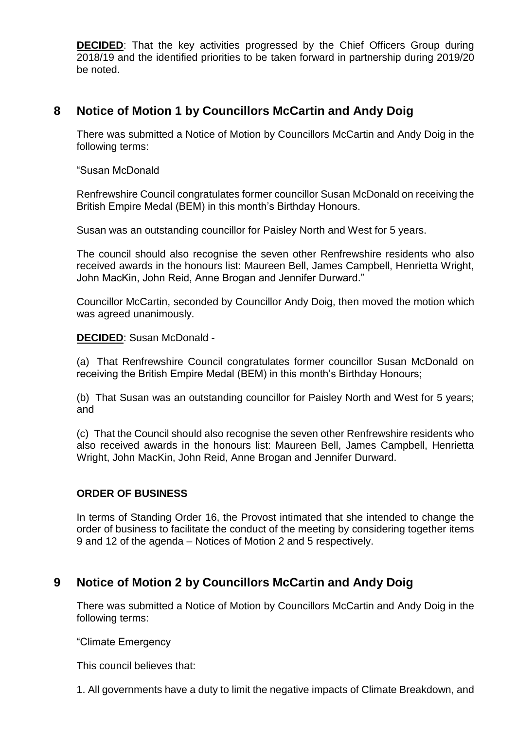**DECIDED**: That the key activities progressed by the Chief Officers Group during 2018/19 and the identified priorities to be taken forward in partnership during 2019/20 be noted.

## 8 Notice of Motion 1 by Councillors McCartin and Andy Doig

There was submitted a Notice of Motion by Councillors McCartin and Andy Doig in the following terms:

"Susan McDonald

Renfrewshire Council congratulates former councillor Susan McDonald on receiving the British Empire Medal (BEM) in this month's Birthday Honours.

Susan was an outstanding councillor for Paisley North and West for 5 years.

The council should also recognise the seven other Renfrewshire residents who also received awards in the honours list: Maureen Bell, James Campbell, Henrietta Wright, John MacKin, John Reid, Anne Brogan and Jennifer Durward."

Councillor McCartin, seconded by Councillor Andy Doig, then moved the motion which was agreed unanimously.

**DECIDED**: Susan McDonald -

(a) That Renfrewshire Council congratulates former councillor Susan McDonald on receiving the British Empire Medal (BEM) in this month's Birthday Honours;

(b) That Susan was an outstanding councillor for Paisley North and West for 5 years; and

(c) That the Council should also recognise the seven other Renfrewshire residents who also received awards in the honours list: Maureen Bell, James Campbell, Henrietta Wright, John MacKin, John Reid, Anne Brogan and Jennifer Durward.

**ORDER OF BUSINESS**

In terms of Standing Order 16, the Provost intimated that she intended to change the order of business to facilitate the conduct of the meeting by considering together items 9 and 12 of the agenda – Notices of Motion 2 and 5 respectively.

## 9 Notice of Motion 2 by Councillors McCartin and Andy Doig

There was submitted a Notice of Motion by Councillors McCartin and Andy Doig in the following terms:

"Climate Emergency

This council believes that:

1. All governments have a duty to limit the negative impacts of Climate Breakdown, and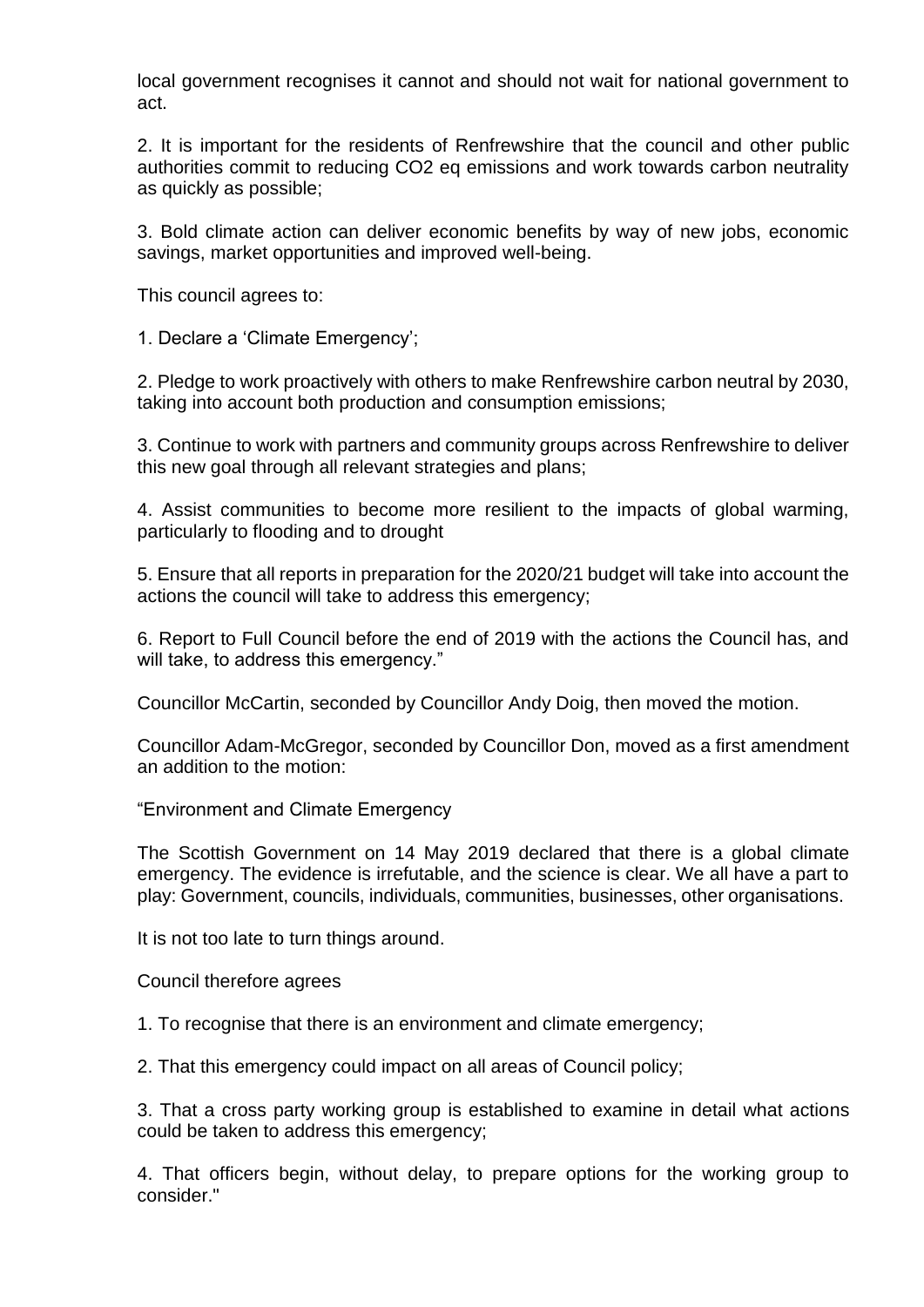local government recognises it cannot and should not wait for national government to act.

2. It is important for the residents of Renfrewshire that the council and other public authorities commit to reducing CO2 eq emissions and work towards carbon neutrality as quickly as possible;

3. Bold climate action can deliver economic benefits by way of new jobs, economic savings, market opportunities and improved well-being.

This council agrees to:

1. Declare a 'Climate Emergency';

2. Pledge to work proactively with others to make Renfrewshire carbon neutral by 2030, taking into account both production and consumption emissions;

3. Continue to work with partners and community groups across Renfrewshire to deliver this new goal through all relevant strategies and plans;

4. Assist communities to become more resilient to the impacts of global warming, particularly to flooding and to drought

5. Ensure that all reports in preparation for the 2020/21 budget will take into account the actions the council will take to address this emergency;

6. Report to Full Council before the end of 2019 with the actions the Council has, and will take, to address this emergency."

Councillor McCartin, seconded by Councillor Andy Doig, then moved the motion.

Councillor Adam-McGregor, seconded by Councillor Don, moved as a first amendment an addition to the motion:

"Environment and Climate Emergency

The Scottish Government on 14 May 2019 declared that there is a global climate emergency. The evidence is irrefutable, and the science is clear. We all have a part to play: Government, councils, individuals, communities, businesses, other organisations.

It is not too late to turn things around.

Council therefore agrees

1. To recognise that there is an environment and climate emergency;

2. That this emergency could impact on all areas of Council policy;

3. That a cross party working group is established to examine in detail what actions could be taken to address this emergency;

4. That officers begin, without delay, to prepare options for the working group to consider."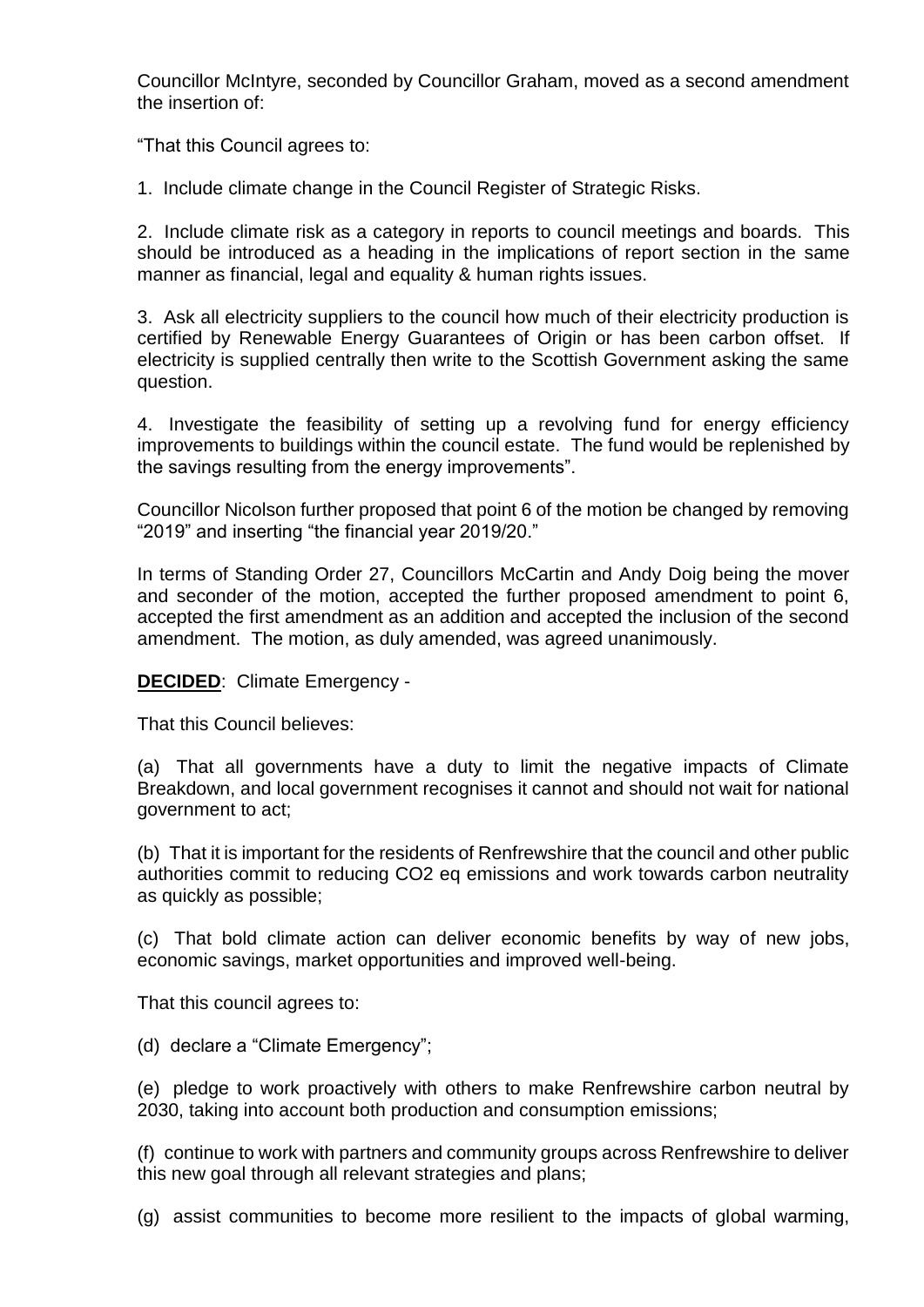Councillor McIntyre, seconded by Councillor Graham, moved as a second amendment the insertion of:

"That this Council agrees to:

1. Include climate change in the Council Register of Strategic Risks.

2. Include climate risk as a category in reports to council meetings and boards. This should be introduced as a heading in the implications of report section in the same manner as financial, legal and equality & human rights issues.

3. Ask all electricity suppliers to the council how much of their electricity production is certified by Renewable Energy Guarantees of Origin or has been carbon offset. If electricity is supplied centrally then write to the Scottish Government asking the same question.

4. Investigate the feasibility of setting up a revolving fund for energy efficiency improvements to buildings within the council estate. The fund would be replenished by the savings resulting from the energy improvements".

Councillor Nicolson further proposed that point 6 of the motion be changed by removing "2019" and inserting "the financial year 2019/20."

In terms of Standing Order 27, Councillors McCartin and Andy Doig being the mover and seconder of the motion, accepted the further proposed amendment to point 6, accepted the first amendment as an addition and accepted the inclusion of the second amendment. The motion, as duly amended, was agreed unanimously.

**DECIDED**: Climate Emergency -

That this Council believes:

(a) That all governments have a duty to limit the negative impacts of Climate Breakdown, and local government recognises it cannot and should not wait for national government to act;

(b) That it is important for the residents of Renfrewshire that the council and other public authorities commit to reducing $CO_2$ eq emissions and work towards carbon neutrality as quickly as possible;

(c) That bold climate action can deliver economic benefits by way of new jobs, economic savings, market opportunities and improved well-being.

That this council agrees to:

(d) declare a "Climate Emergency";

(e) pledge to work proactively with others to make Renfrewshire carbon neutral by 2030, taking into account both production and consumption emissions;

(f) continue to work with partners and community groups across Renfrewshire to deliver this new goal through all relevant strategies and plans;

(g) assist communities to become more resilient to the impacts of global warming,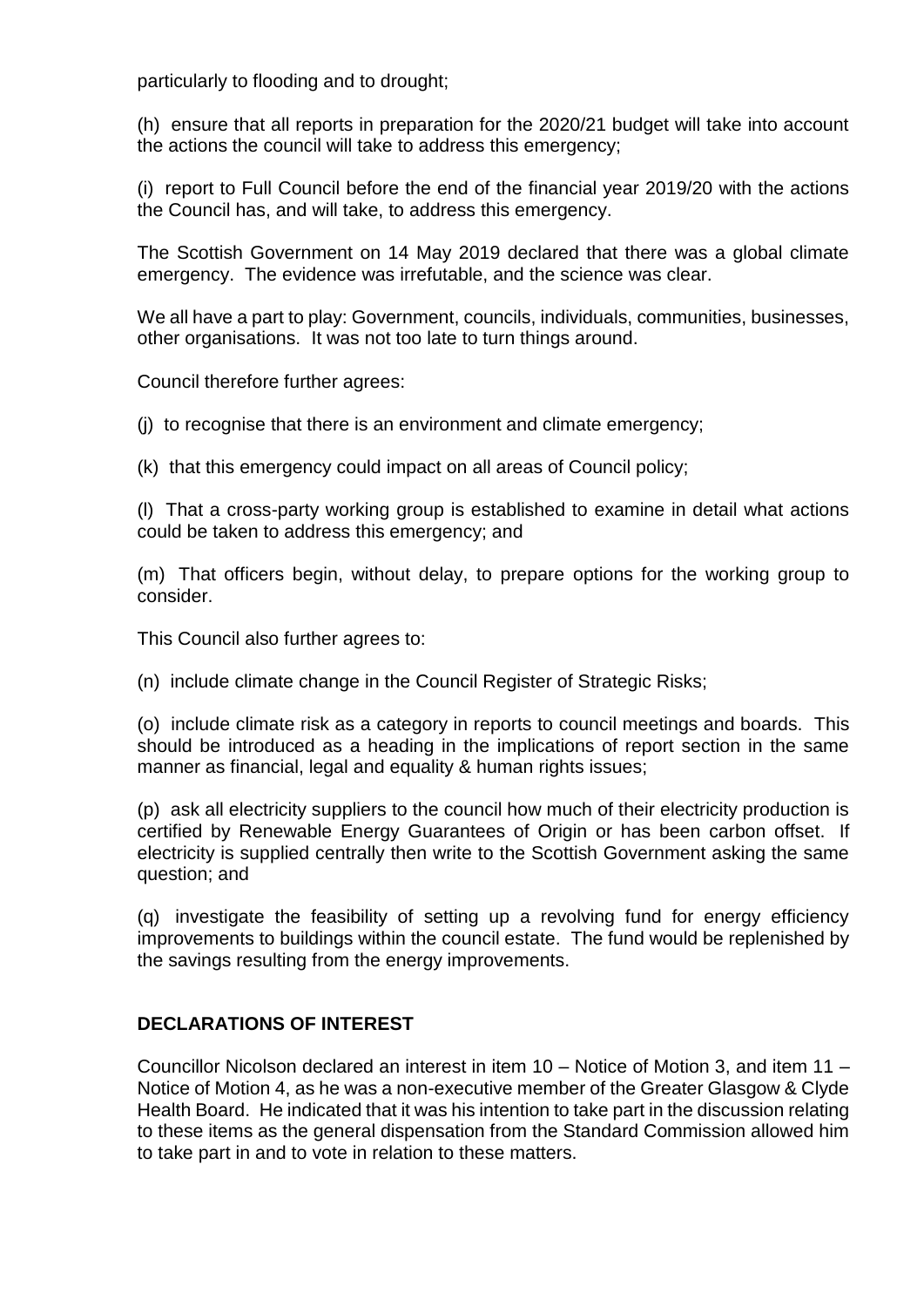particularly to flooding and to drought;

(h) ensure that all reports in preparation for the 2020/21 budget will take into account the actions the council will take to address this emergency;

(i) report to Full Council before the end of the financial year 2019/20 with the actions the Council has, and will take, to address this emergency.

The Scottish Government on 14 May 2019 declared that there was a global climate emergency. The evidence was irrefutable, and the science was clear.

We all have a part to play: Government, councils, individuals, communities, businesses, other organisations. It was not too late to turn things around.

Council therefore further agrees:

(j) to recognise that there is an environment and climate emergency;

(k) that this emergency could impact on all areas of Council policy;

(l) That a cross-party working group is established to examine in detail what actions could be taken to address this emergency; and

(m) That officers begin, without delay, to prepare options for the working group to consider.

This Council also further agrees to:

(n) include climate change in the Council Register of Strategic Risks;

(o) include climate risk as a category in reports to council meetings and boards. This should be introduced as a heading in the implications of report section in the same manner as financial, legal and equality & human rights issues;

(p) ask all electricity suppliers to the council how much of their electricity production is certified by Renewable Energy Guarantees of Origin or has been carbon offset. If electricity is supplied centrally then write to the Scottish Government asking the same question; and

(q) investigate the feasibility of setting up a revolving fund for energy efficiency improvements to buildings within the council estate. The fund would be replenished by the savings resulting from the energy improvements.

**DECLARATIONS OF INTEREST**

Councillor Nicolson declared an interest in item 10 – Notice of Motion 3, and item 11 – Notice of Motion 4, as he was a non-executive member of the Greater Glasgow & Clyde Health Board. He indicated that it was his intention to take part in the discussion relating to these items as the general dispensation from the Standard Commission allowed him to take part in and to vote in relation to these matters.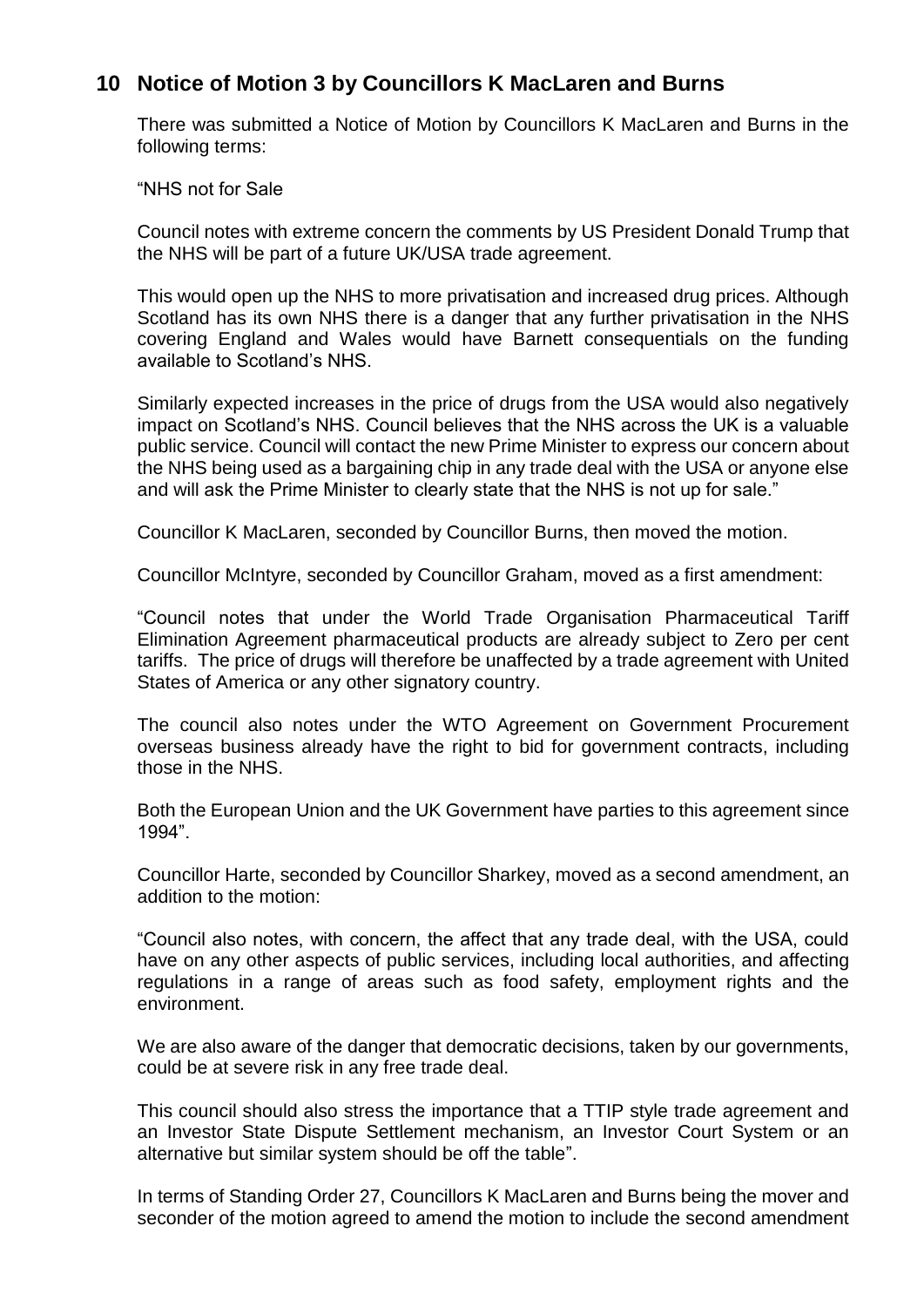## 10 Notice of Motion 3 by Councillors K MacLaren and Burns

There was submitted a Notice of Motion by Councillors K MacLaren and Burns in the following terms:

"NHS not for Sale

Council notes with extreme concern the comments by US President Donald Trump that the NHS will be part of a future UK/USA trade agreement.

This would open up the NHS to more privatisation and increased drug prices. Although Scotland has its own NHS there is a danger that any further privatisation in the NHS covering England and Wales would have Barnett consequentials on the funding available to Scotland's NHS.

Similarly expected increases in the price of drugs from the USA would also negatively impact on Scotland's NHS. Council believes that the NHS across the UK is a valuable public service. Council will contact the new Prime Minister to express our concern about the NHS being used as a bargaining chip in any trade deal with the USA or anyone else and will ask the Prime Minister to clearly state that the NHS is not up for sale."

Councillor K MacLaren, seconded by Councillor Burns, then moved the motion.

Councillor McIntyre, seconded by Councillor Graham, moved as a first amendment:

"Council notes that under the World Trade Organisation Pharmaceutical Tariff Elimination Agreement pharmaceutical products are already subject to Zero per cent tariffs. The price of drugs will therefore be unaffected by a trade agreement with United States of America or any other signatory country.

The council also notes under the WTO Agreement on Government Procurement overseas business already have the right to bid for government contracts, including those in the NHS.

Both the European Union and the UK Government have parties to this agreement since 1994".

Councillor Harte, seconded by Councillor Sharkey, moved as a second amendment, an addition to the motion:

"Council also notes, with concern, the affect that any trade deal, with the USA, could have on any other aspects of public services, including local authorities, and affecting regulations in a range of areas such as food safety, employment rights and the environment.

We are also aware of the danger that democratic decisions, taken by our governments, could be at severe risk in any free trade deal.

This council should also stress the importance that a TTIP style trade agreement and an Investor State Dispute Settlement mechanism, an Investor Court System or an alternative but similar system should be off the table".

In terms of Standing Order 27, Councillors K MacLaren and Burns being the mover and seconder of the motion agreed to amend the motion to include the second amendment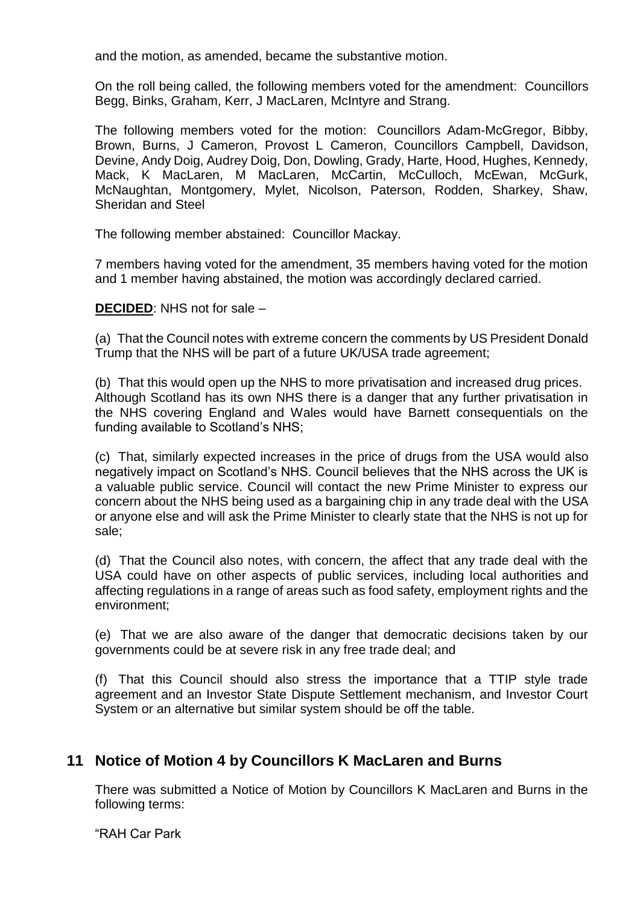and the motion, as amended, became the substantive motion.

On the roll being called, the following members voted for the amendment: Councillors Begg, Binks, Graham, Kerr, J MacLaren, McIntyre and Strang.

The following members voted for the motion: Councillors Adam-McGregor, Bibby, Brown, Burns, J Cameron, Provost L Cameron, Councillors Campbell, Davidson, Devine, Andy Doig, Audrey Doig, Don, Dowling, Grady, Harte, Hood, Hughes, Kennedy, Mack, K MacLaren, M MacLaren, McCartin, McCulloch, McEwan, McGurk, McNaughtan, Montgomery, Mylet, Nicolson, Paterson, Rodden, Sharkey, Shaw, Sheridan and Steel

The following member abstained: Councillor Mackay.

7 members having voted for the amendment, 35 members having voted for the motion and 1 member having abstained, the motion was accordingly declared carried.

**DECIDED**: NHS not for sale –

(a) That the Council notes with extreme concern the comments by US President Donald Trump that the NHS will be part of a future UK/USA trade agreement;

(b) That this would open up the NHS to more privatisation and increased drug prices. Although Scotland has its own NHS there is a danger that any further privatisation in the NHS covering England and Wales would have Barnett consequentials on the funding available to Scotland's NHS;

(c) That, similarly expected increases in the price of drugs from the USA would also negatively impact on Scotland's NHS. Council believes that the NHS across the UK is a valuable public service. Council will contact the new Prime Minister to express our concern about the NHS being used as a bargaining chip in any trade deal with the USA or anyone else and will ask the Prime Minister to clearly state that the NHS is not up for sale;

(d) That the Council also notes, with concern, the affect that any trade deal with the USA could have on other aspects of public services, including local authorities and affecting regulations in a range of areas such as food safety, employment rights and the environment;

(e) That we are also aware of the danger that democratic decisions taken by our governments could be at severe risk in any free trade deal; and

(f) That this Council should also stress the importance that a TTIP style trade agreement and an Investor State Dispute Settlement mechanism, and Investor Court System or an alternative but similar system should be off the table.

## 11 Notice of Motion 4 by Councillors K MacLaren and Burns

There was submitted a Notice of Motion by Councillors K MacLaren and Burns in the following terms:

"RAH Car Park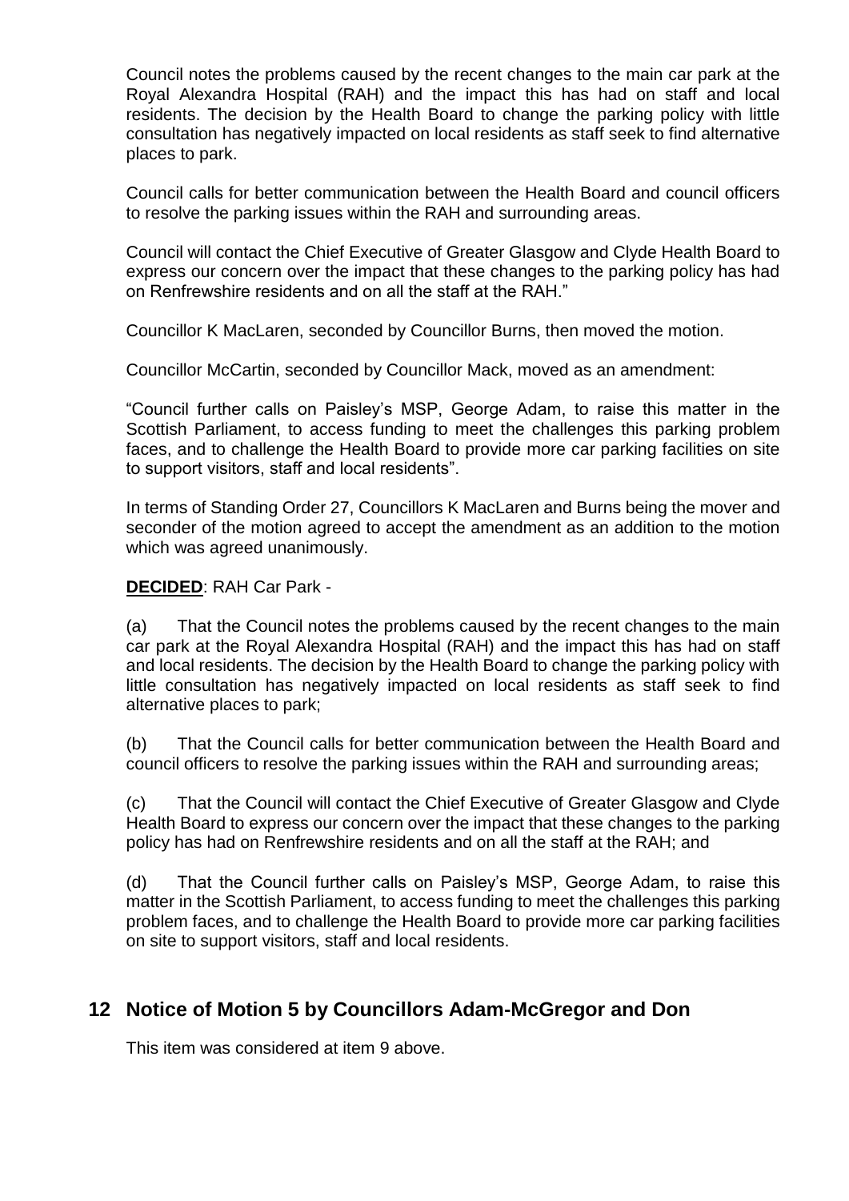Council notes the problems caused by the recent changes to the main car park at the Royal Alexandra Hospital (RAH) and the impact this has had on staff and local residents. The decision by the Health Board to change the parking policy with little consultation has negatively impacted on local residents as staff seek to find alternative places to park.

Council calls for better communication between the Health Board and council officers to resolve the parking issues within the RAH and surrounding areas.

Council will contact the Chief Executive of Greater Glasgow and Clyde Health Board to express our concern over the impact that these changes to the parking policy has had on Renfrewshire residents and on all the staff at the RAH."

Councillor K MacLaren, seconded by Councillor Burns, then moved the motion.

Councillor McCartin, seconded by Councillor Mack, moved as an amendment:

"Council further calls on Paisley's MSP, George Adam, to raise this matter in the Scottish Parliament, to access funding to meet the challenges this parking problem faces, and to challenge the Health Board to provide more car parking facilities on site to support visitors, staff and local residents".

In terms of Standing Order 27, Councillors K MacLaren and Burns being the mover and seconder of the motion agreed to accept the amendment as an addition to the motion which was agreed unanimously.

**DECIDED**: RAH Car Park -

(a) That the Council notes the problems caused by the recent changes to the main car park at the Royal Alexandra Hospital (RAH) and the impact this has had on staff and local residents. The decision by the Health Board to change the parking policy with little consultation has negatively impacted on local residents as staff seek to find alternative places to park;

(b) That the Council calls for better communication between the Health Board and council officers to resolve the parking issues within the RAH and surrounding areas;

(c) That the Council will contact the Chief Executive of Greater Glasgow and Clyde Health Board to express our concern over the impact that these changes to the parking policy has had on Renfrewshire residents and on all the staff at the RAH; and

(d) That the Council further calls on Paisley's MSP, George Adam, to raise this matter in the Scottish Parliament, to access funding to meet the challenges this parking problem faces, and to challenge the Health Board to provide more car parking facilities on site to support visitors, staff and local residents.

## 12 Notice of Motion 5 by Councillors Adam-McGregor and Don

This item was considered at item 9 above.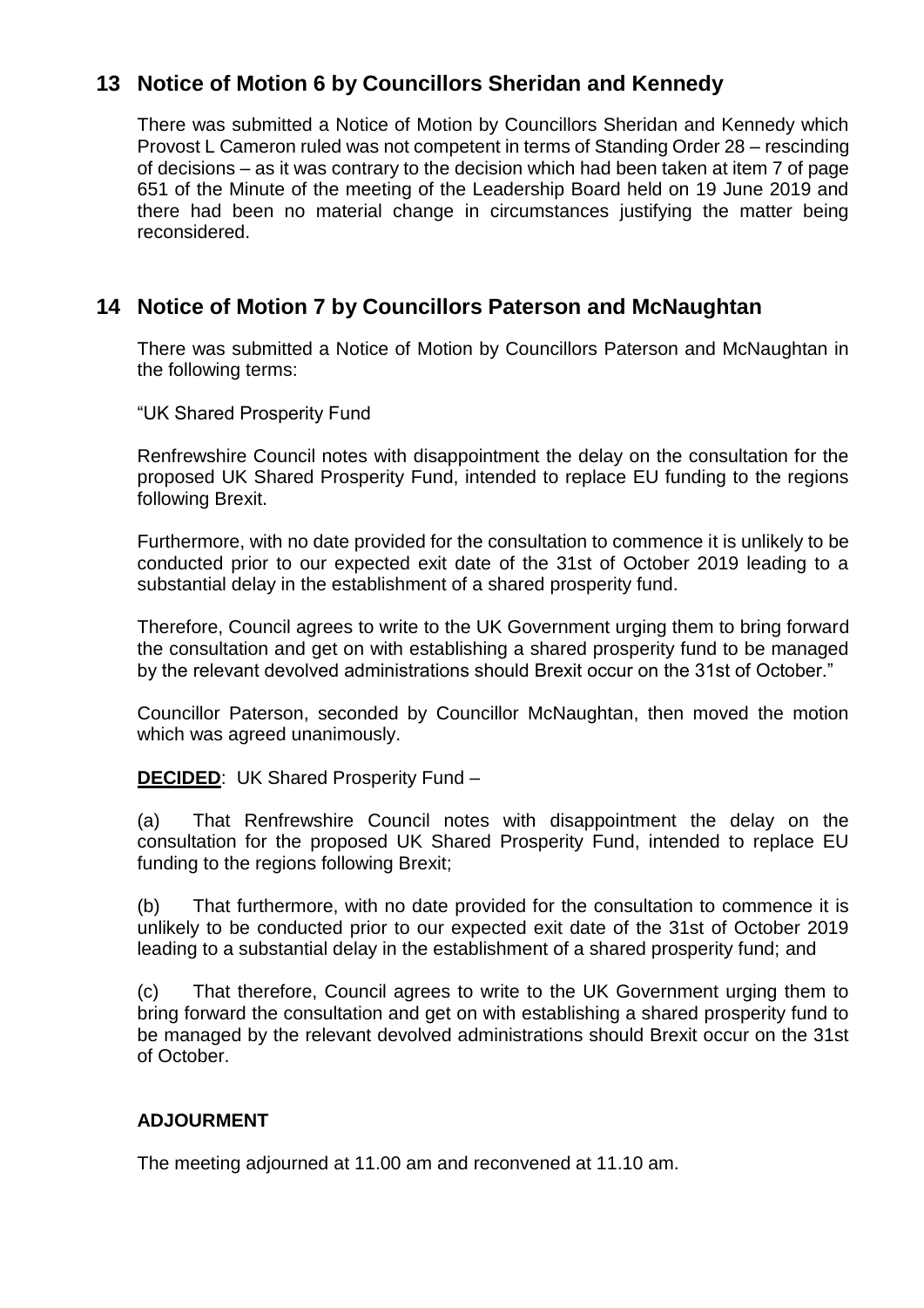## 13 Notice of Motion 6 by Councillors Sheridan and Kennedy

There was submitted a Notice of Motion by Councillors Sheridan and Kennedy which Provost L Cameron ruled was not competent in terms of Standing Order 28 – rescinding of decisions – as it was contrary to the decision which had been taken at item 7 of page 651 of the Minute of the meeting of the Leadership Board held on 19 June 2019 and there had been no material change in circumstances justifying the matter being reconsidered.

## 14 Notice of Motion 7 by Councillors Paterson and McNaughtan

There was submitted a Notice of Motion by Councillors Paterson and McNaughtan in the following terms:

"UK Shared Prosperity Fund

Renfrewshire Council notes with disappointment the delay on the consultation for the proposed UK Shared Prosperity Fund, intended to replace EU funding to the regions following Brexit.

Furthermore, with no date provided for the consultation to commence it is unlikely to be conducted prior to our expected exit date of the 31st of October 2019 leading to a substantial delay in the establishment of a shared prosperity fund.

Therefore, Council agrees to write to the UK Government urging them to bring forward the consultation and get on with establishing a shared prosperity fund to be managed by the relevant devolved administrations should Brexit occur on the 31st of October."

Councillor Paterson, seconded by Councillor McNaughtan, then moved the motion which was agreed unanimously.

**DECIDED**: UK Shared Prosperity Fund –

(a) That Renfrewshire Council notes with disappointment the delay on the consultation for the proposed UK Shared Prosperity Fund, intended to replace EU funding to the regions following Brexit;

(b) That furthermore, with no date provided for the consultation to commence it is unlikely to be conducted prior to our expected exit date of the 31st of October 2019 leading to a substantial delay in the establishment of a shared prosperity fund; and

(c) That therefore, Council agrees to write to the UK Government urging them to bring forward the consultation and get on with establishing a shared prosperity fund to be managed by the relevant devolved administrations should Brexit occur on the 31st of October.

**ADJOURMENT**

The meeting adjourned at 11.00 am and reconvened at 11.10 am.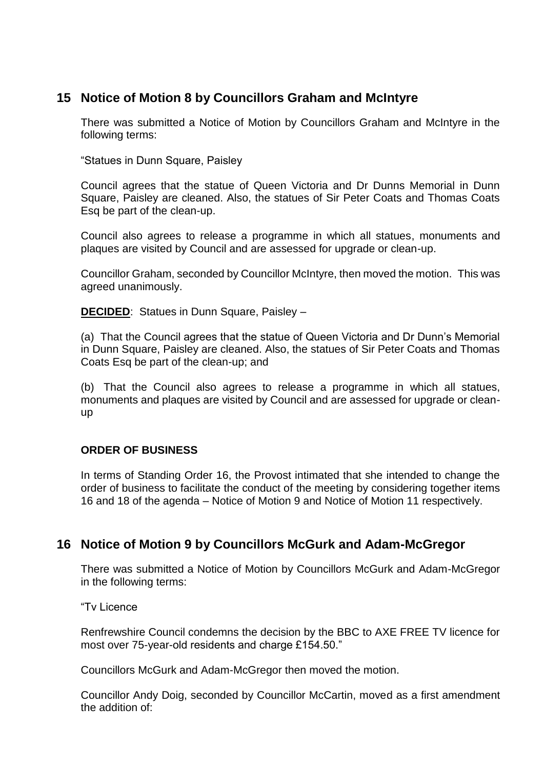## 15 Notice of Motion 8 by Councillors Graham and McIntyre

There was submitted a Notice of Motion by Councillors Graham and McIntyre in the following terms:

"Statues in Dunn Square, Paisley

Council agrees that the statue of Queen Victoria and Dr Dunns Memorial in Dunn Square, Paisley are cleaned. Also, the statues of Sir Peter Coats and Thomas Coats Esq be part of the clean-up.

Council also agrees to release a programme in which all statues, monuments and plaques are visited by Council and are assessed for upgrade or clean-up.

Councillor Graham, seconded by Councillor McIntyre, then moved the motion. This was agreed unanimously.

**DECIDED**: Statues in Dunn Square, Paisley –

(a) That the Council agrees that the statue of Queen Victoria and Dr Dunn's Memorial in Dunn Square, Paisley are cleaned. Also, the statues of Sir Peter Coats and Thomas Coats Esq be part of the clean-up; and

(b) That the Council also agrees to release a programme in which all statues, monuments and plaques are visited by Council and are assessed for upgrade or clean-up

**ORDER OF BUSINESS**

In terms of Standing Order 16, the Provost intimated that she intended to change the order of business to facilitate the conduct of the meeting by considering together items 16 and 18 of the agenda – Notice of Motion 9 and Notice of Motion 11 respectively.

## 16 Notice of Motion 9 by Councillors McGurk and Adam-McGregor

There was submitted a Notice of Motion by Councillors McGurk and Adam-McGregor in the following terms:

"Tv Licence

Renfrewshire Council condemns the decision by the BBC to AXE FREE TV licence for most over 75-year-old residents and charge £154.50."

Councillors McGurk and Adam-McGregor then moved the motion.

Councillor Andy Doig, seconded by Councillor McCartin, moved as a first amendment the addition of: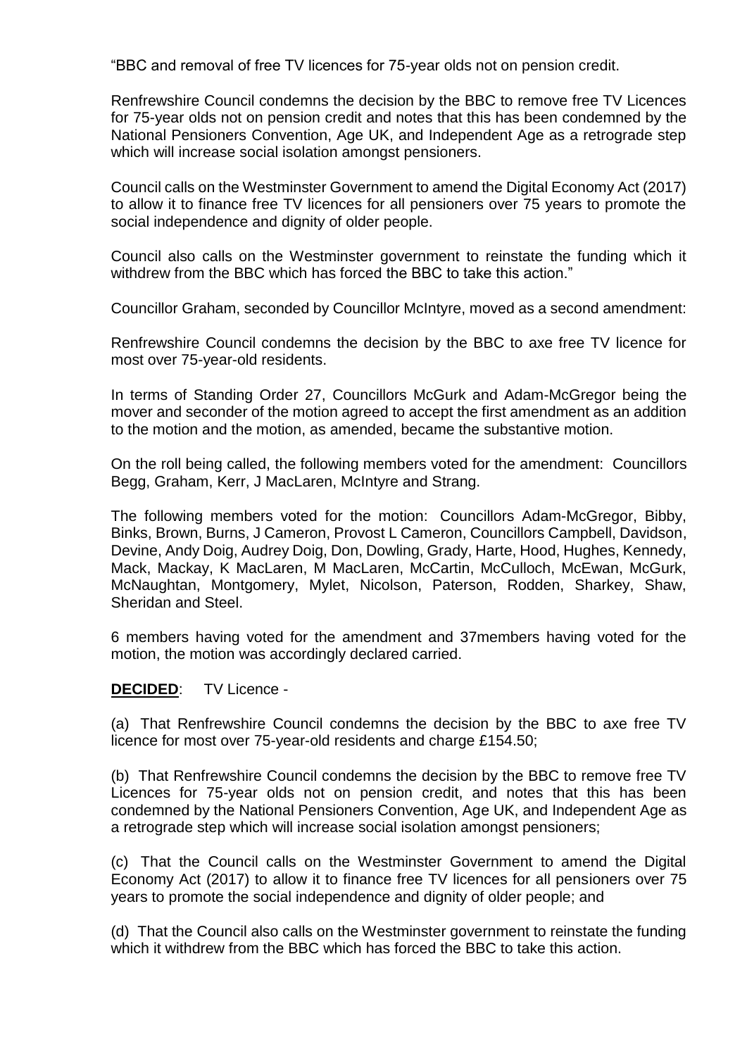"BBC and removal of free TV licences for 75-year olds not on pension credit.

Renfrewshire Council condemns the decision by the BBC to remove free TV Licences for 75-year olds not on pension credit and notes that this has been condemned by the National Pensioners Convention, Age UK, and Independent Age as a retrograde step which will increase social isolation amongst pensioners.

Council calls on the Westminster Government to amend the Digital Economy Act (2017) to allow it to finance free TV licences for all pensioners over 75 years to promote the social independence and dignity of older people.

Council also calls on the Westminster government to reinstate the funding which it withdrew from the BBC which has forced the BBC to take this action."

Councillor Graham, seconded by Councillor McIntyre, moved as a second amendment:

Renfrewshire Council condemns the decision by the BBC to axe free TV licence for most over 75-year-old residents.

In terms of Standing Order 27, Councillors McGurk and Adam-McGregor being the mover and seconder of the motion agreed to accept the first amendment as an addition to the motion and the motion, as amended, became the substantive motion.

On the roll being called, the following members voted for the amendment: Councillors Begg, Graham, Kerr, J MacLaren, McIntyre and Strang.

The following members voted for the motion: Councillors Adam-McGregor, Bibby, Binks, Brown, Burns, J Cameron, Provost L Cameron, Councillors Campbell, Davidson, Devine, Andy Doig, Audrey Doig, Don, Dowling, Grady, Harte, Hood, Hughes, Kennedy, Mack, Mackay, K MacLaren, M MacLaren, McCartin, McCulloch, McEwan, McGurk, McNaughtan, Montgomery, Mylet, Nicolson, Paterson, Rodden, Sharkey, Shaw, Sheridan and Steel.

6 members having voted for the amendment and 37members having voted for the motion, the motion was accordingly declared carried.

**DECIDED**: TV Licence -

(a) That Renfrewshire Council condemns the decision by the BBC to axe free TV licence for most over 75-year-old residents and charge £154.50;

(b) That Renfrewshire Council condemns the decision by the BBC to remove free TV Licences for 75-year olds not on pension credit, and notes that this has been condemned by the National Pensioners Convention, Age UK, and Independent Age as a retrograde step which will increase social isolation amongst pensioners;

(c) That the Council calls on the Westminster Government to amend the Digital Economy Act (2017) to allow it to finance free TV licences for all pensioners over 75 years to promote the social independence and dignity of older people; and

(d) That the Council also calls on the Westminster government to reinstate the funding which it withdrew from the BBC which has forced the BBC to take this action.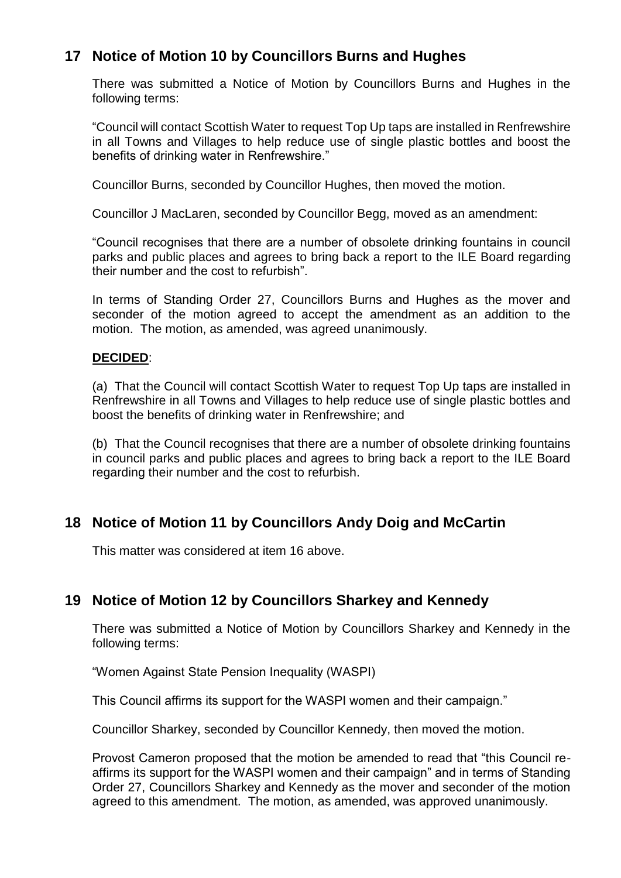## 17 Notice of Motion 10 by Councillors Burns and Hughes

There was submitted a Notice of Motion by Councillors Burns and Hughes in the following terms:

"Council will contact Scottish Water to request Top Up taps are installed in Renfrewshire in all Towns and Villages to help reduce use of single plastic bottles and boost the benefits of drinking water in Renfrewshire."

Councillor Burns, seconded by Councillor Hughes, then moved the motion.

Councillor J MacLaren, seconded by Councillor Begg, moved as an amendment:

"Council recognises that there are a number of obsolete drinking fountains in council parks and public places and agrees to bring back a report to the ILE Board regarding their number and the cost to refurbish".

In terms of Standing Order 27, Councillors Burns and Hughes as the mover and seconder of the motion agreed to accept the amendment as an addition to the motion. The motion, as amended, was agreed unanimously.

**DECIDED**:

(a) That the Council will contact Scottish Water to request Top Up taps are installed in Renfrewshire in all Towns and Villages to help reduce use of single plastic bottles and boost the benefits of drinking water in Renfrewshire; and

(b) That the Council recognises that there are a number of obsolete drinking fountains in council parks and public places and agrees to bring back a report to the ILE Board regarding their number and the cost to refurbish.

## 18 Notice of Motion 11 by Councillors Andy Doig and McCartin

This matter was considered at item 16 above.

## 19 Notice of Motion 12 by Councillors Sharkey and Kennedy

There was submitted a Notice of Motion by Councillors Sharkey and Kennedy in the following terms:

"Women Against State Pension Inequality (WASPI)

This Council affirms its support for the WASPI women and their campaign."

Councillor Sharkey, seconded by Councillor Kennedy, then moved the motion.

Provost Cameron proposed that the motion be amended to read that "this Council re-affirms its support for the WASPI women and their campaign" and in terms of Standing Order 27, Councillors Sharkey and Kennedy as the mover and seconder of the motion agreed to this amendment. The motion, as amended, was approved unanimously.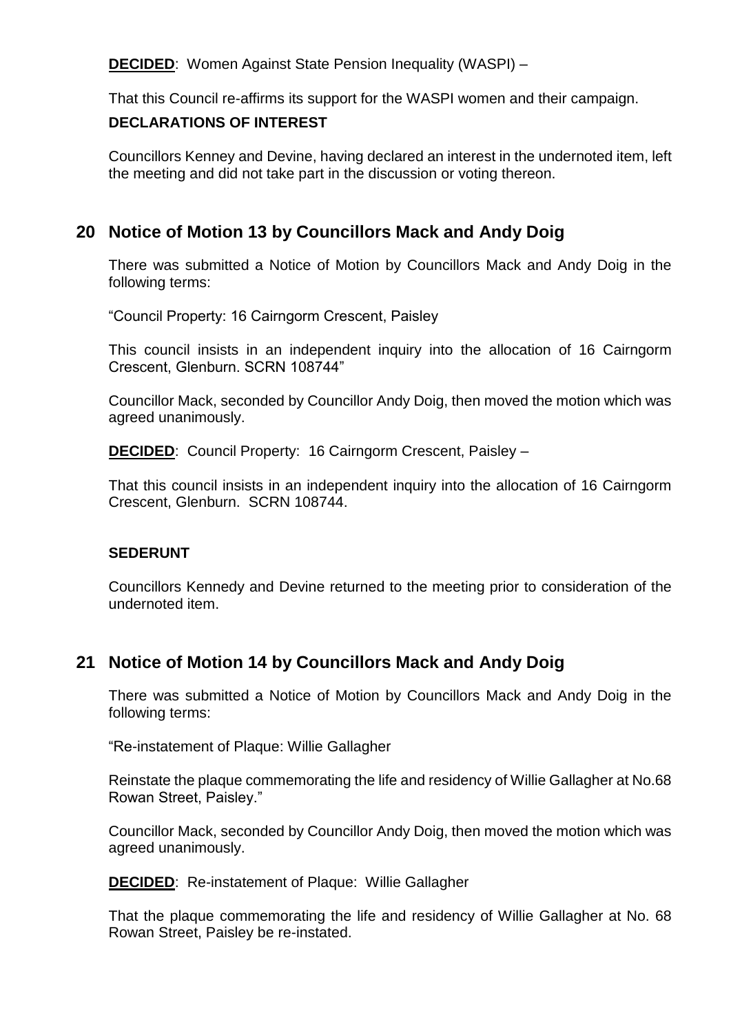**DECIDED**: Women Against State Pension Inequality (WASPI) –

That this Council re-affirms its support for the WASPI women and their campaign.

**DECLARATIONS OF INTEREST**

Councillors Kenney and Devine, having declared an interest in the undernoted item, left the meeting and did not take part in the discussion or voting thereon.

## 20 Notice of Motion 13 by Councillors Mack and Andy Doig

There was submitted a Notice of Motion by Councillors Mack and Andy Doig in the following terms:

"Council Property: 16 Cairngorm Crescent, Paisley

This council insists in an independent inquiry into the allocation of 16 Cairngorm Crescent, Glenburn. SCRN 108744"

Councillor Mack, seconded by Councillor Andy Doig, then moved the motion which was agreed unanimously.

**DECIDED**: Council Property: 16 Cairngorm Crescent, Paisley –

That this council insists in an independent inquiry into the allocation of 16 Cairngorm Crescent, Glenburn. SCRN 108744.

**SEDERUNT**

Councillors Kennedy and Devine returned to the meeting prior to consideration of the undernoted item.

## 21 Notice of Motion 14 by Councillors Mack and Andy Doig

There was submitted a Notice of Motion by Councillors Mack and Andy Doig in the following terms:

"Re-instatement of Plaque: Willie Gallagher

Reinstate the plaque commemorating the life and residency of Willie Gallagher at No.68 Rowan Street, Paisley."

Councillor Mack, seconded by Councillor Andy Doig, then moved the motion which was agreed unanimously.

**DECIDED**: Re-instatement of Plaque: Willie Gallagher

That the plaque commemorating the life and residency of Willie Gallagher at No. 68 Rowan Street, Paisley be re-instated.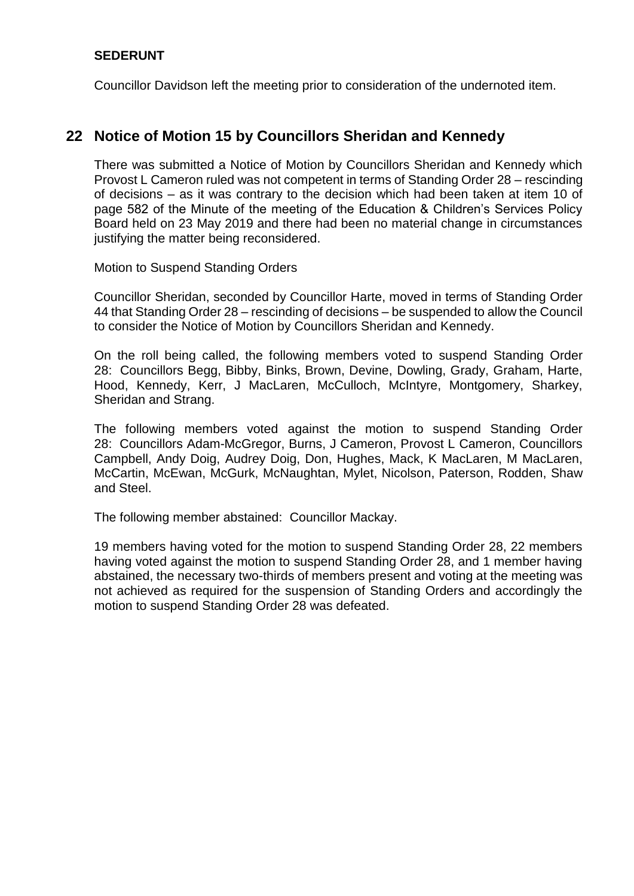**SEDERUNT**

Councillor Davidson left the meeting prior to consideration of the undernoted item.

## 22 Notice of Motion 15 by Councillors Sheridan and Kennedy

There was submitted a Notice of Motion by Councillors Sheridan and Kennedy which Provost L Cameron ruled was not competent in terms of Standing Order 28 – rescinding of decisions – as it was contrary to the decision which had been taken at item 10 of page 582 of the Minute of the meeting of the Education & Children's Services Policy Board held on 23 May 2019 and there had been no material change in circumstances justifying the matter being reconsidered.

Motion to Suspend Standing Orders

Councillor Sheridan, seconded by Councillor Harte, moved in terms of Standing Order 44 that Standing Order 28 – rescinding of decisions – be suspended to allow the Council to consider the Notice of Motion by Councillors Sheridan and Kennedy.

On the roll being called, the following members voted to suspend Standing Order 28: Councillors Begg, Bibby, Binks, Brown, Devine, Dowling, Grady, Graham, Harte, Hood, Kennedy, Kerr, J MacLaren, McCulloch, McIntyre, Montgomery, Sharkey, Sheridan and Strang.

The following members voted against the motion to suspend Standing Order 28: Councillors Adam-McGregor, Burns, J Cameron, Provost L Cameron, Councillors Campbell, Andy Doig, Audrey Doig, Don, Hughes, Mack, K MacLaren, M MacLaren, McCartin, McEwan, McGurk, McNaughtan, Mylet, Nicolson, Paterson, Rodden, Shaw and Steel.

The following member abstained: Councillor Mackay.

19 members having voted for the motion to suspend Standing Order 28, 22 members having voted against the motion to suspend Standing Order 28, and 1 member having abstained, the necessary two-thirds of members present and voting at the meeting was not achieved as required for the suspension of Standing Orders and accordingly the motion to suspend Standing Order 28 was defeated.